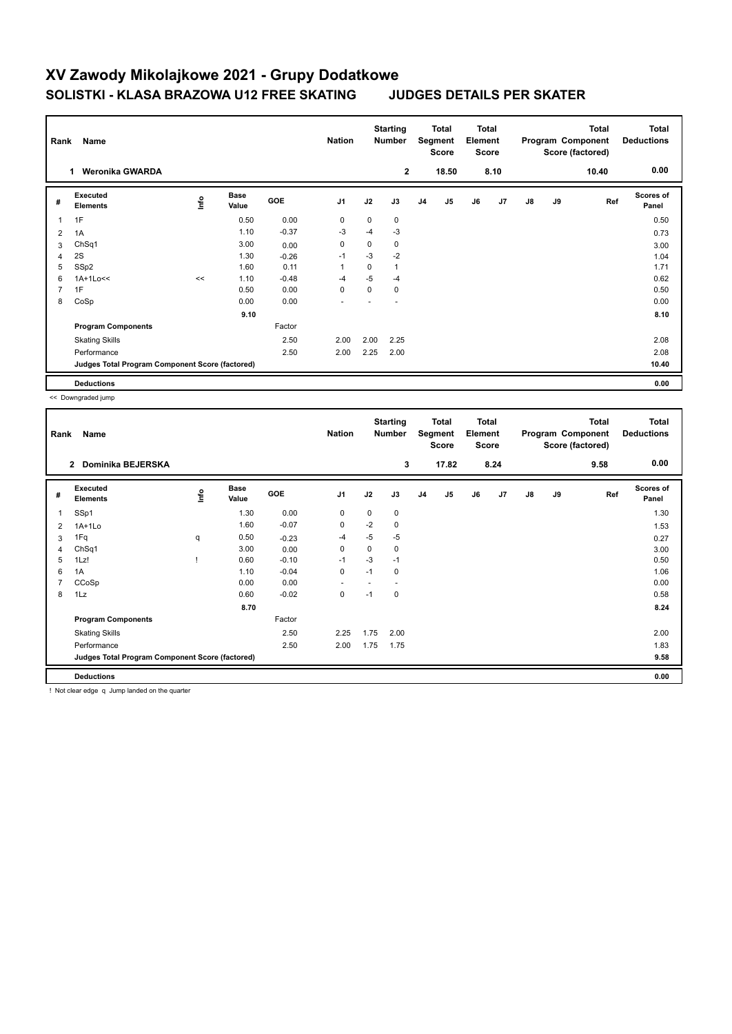# XV Zawody Mikolajkowe 2021 - Grupy Dodatkowe

## SOLISTKI - KLASA BRAZOWA U12 FREE SKATING JUDGES DETAILS PER SKATER

| Rank | Name | Nation | Starting Number | Total Segment Score | Total Element Score | Total Program Component Score (factored) | Total Deductions |
|---|---|---|---|---|---|---|---|
| 1 | Weronika GWARDA | | 2 | 18.50 | 8.10 | 10.40 | 0.00 |

| # | Executed Elements | Info | Base Value | GOE | J1 | J2 | J3 | J4 | J5 | J6 | J7 | J8 | J9 | Ref | Scores of Panel |
|---|---|---|---|---|---|---|---|---|---|---|---|---|---|---|---|
| 1 | 1F | | 0.50 | 0.00 | 0 | 0 | 0 | | | | | | | | 0.50 |
| 2 | 1A | | 1.10 | -0.37 | -3 | -4 | -3 | | | | | | | | 0.73 |
| 3 | ChSq1 | | 3.00 | 0.00 | 0 | 0 | 0 | | | | | | | | 3.00 |
| 4 | 2S | | 1.30 | -0.26 | -1 | -3 | -2 | | | | | | | | 1.04 |
| 5 | SSp2 | | 1.60 | 0.11 | 1 | 0 | 1 | | | | | | | | 1.71 |
| 6 | 1A+1Lo<< | << | 1.10 | -0.48 | -4 | -5 | -4 | | | | | | | | 0.62 |
| 7 | 1F | | 0.50 | 0.00 | 0 | 0 | 0 | | | | | | | | 0.50 |
| 8 | CoSp | | 0.00 | 0.00 | - | - | - | | | | | | | | 0.00 |
| | | | 9.10 | | | | | | | | | | | | 8.10 |
| | **Program Components** | | | Factor | | | | | | | | | | | |
| | Skating Skills | | | 2.50 | 2.00 | 2.00 | 2.25 | | | | | | | | 2.08 |
| | Performance | | | 2.50 | 2.00 | 2.25 | 2.00 | | | | | | | | 2.08 |
| | **Judges Total Program Component Score (factored)** | | | | | | | | | | | | | | 10.40 |
| | **Deductions** | | | | | | | | | | | | | | 0.00 |

<< Downgraded jump

| Rank | Name | Nation | Starting Number | Total Segment Score | Total Element Score | Total Program Component Score (factored) | Total Deductions |
|---|---|---|---|---|---|---|---|
| 2 | Dominika BEJERSKA | | 3 | 17.82 | 8.24 | 9.58 | 0.00 |

| # | Executed Elements | Info | Base Value | GOE | J1 | J2 | J3 | J4 | J5 | J6 | J7 | J8 | J9 | Ref | Scores of Panel |
|---|---|---|---|---|---|---|---|---|---|---|---|---|---|---|---|
| 1 | SSp1 | | 1.30 | 0.00 | 0 | 0 | 0 | | | | | | | | 1.30 |
| 2 | 1A+1Lo | | 1.60 | -0.07 | 0 | -2 | 0 | | | | | | | | 1.53 |
| 3 | 1Fq | q | 0.50 | -0.23 | -4 | -5 | -5 | | | | | | | | 0.27 |
| 4 | ChSq1 | | 3.00 | 0.00 | 0 | 0 | 0 | | | | | | | | 3.00 |
| 5 | 1Lz! | ! | 0.60 | -0.10 | -1 | -3 | -1 | | | | | | | | 0.50 |
| 6 | 1A | | 1.10 | -0.04 | 0 | -1 | 0 | | | | | | | | 1.06 |
| 7 | CCoSp | | 0.00 | 0.00 | - | - | - | | | | | | | | 0.00 |
| 8 | 1Lz | | 0.60 | -0.02 | 0 | -1 | 0 | | | | | | | | 0.58 |
| | | | 8.70 | | | | | | | | | | | | 8.24 |
| | **Program Components** | | | Factor | | | | | | | | | | | |
| | Skating Skills | | | 2.50 | 2.25 | 1.75 | 2.00 | | | | | | | | 2.00 |
| | Performance | | | 2.50 | 2.00 | 1.75 | 1.75 | | | | | | | | 1.83 |
| | **Judges Total Program Component Score (factored)** | | | | | | | | | | | | | | 9.58 |
| | **Deductions** | | | | | | | | | | | | | | 0.00 |

! Not clear edge q Jump landed on the quarter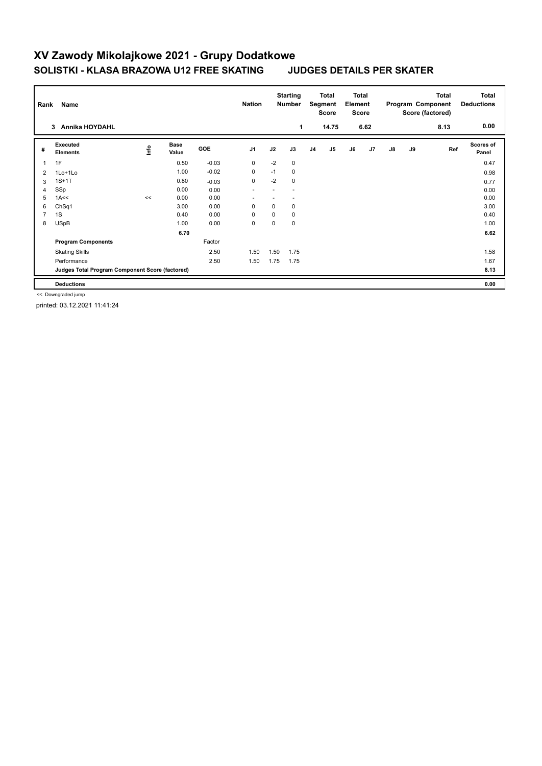# XV Zawody Mikolajkowe 2021 - Grupy Dodatkowe

## SOLISTKI - KLASA BRAZOWA U12 FREE SKATING JUDGES DETAILS PER SKATER

| Rank | Name | Nation | Starting Number | Total Segment Score | Total Element Score | Total Program Component Score (factored) | Total Deductions |
|---|---|---|---|---|---|---|---|
| 3 | Annika HOYDAHL | | 1 | 14.75 | 6.62 | 8.13 | 0.00 |

| # | Executed Elements | Info | Base Value | GOE | J1 | J2 | J3 | J4 | J5 | J6 | J7 | J8 | J9 | Ref | Scores of Panel |
|---|---|---|---|---|---|---|---|---|---|---|---|---|---|---|---|
| 1 | 1F | | 0.50 | -0.03 | 0 | -2 | 0 | | | | | | | | 0.47 |
| 2 | 1Lo+1Lo | | 1.00 | -0.02 | 0 | -1 | 0 | | | | | | | | 0.98 |
| 3 | 1S+1T | | 0.80 | -0.03 | 0 | -2 | 0 | | | | | | | | 0.77 |
| 4 | SSp | | 0.00 | 0.00 | - | - | - | | | | | | | | 0.00 |
| 5 | 1A<< | << | 0.00 | 0.00 | - | - | - | | | | | | | | 0.00 |
| 6 | ChSq1 | | 3.00 | 0.00 | 0 | 0 | 0 | | | | | | | | 3.00 |
| 7 | 1S | | 0.40 | 0.00 | 0 | 0 | 0 | | | | | | | | 0.40 |
| 8 | USpB | | 1.00 | 0.00 | 0 | 0 | 0 | | | | | | | | 1.00 |
| | | | 6.70 | | | | | | | | | | | | 6.62 |
| | **Program Components** | | | Factor | | | | | | | | | | | |
| | Skating Skills | | | 2.50 | 1.50 | 1.50 | 1.75 | | | | | | | | 1.58 |
| | Performance | | | 2.50 | 1.50 | 1.75 | 1.75 | | | | | | | | 1.67 |
| | **Judges Total Program Component Score (factored)** | | | | | | | | | | | | | | 8.13 |
| | **Deductions** | | | | | | | | | | | | | | 0.00 |

<< Downgraded jump

printed: 03.12.2021 11:41:24